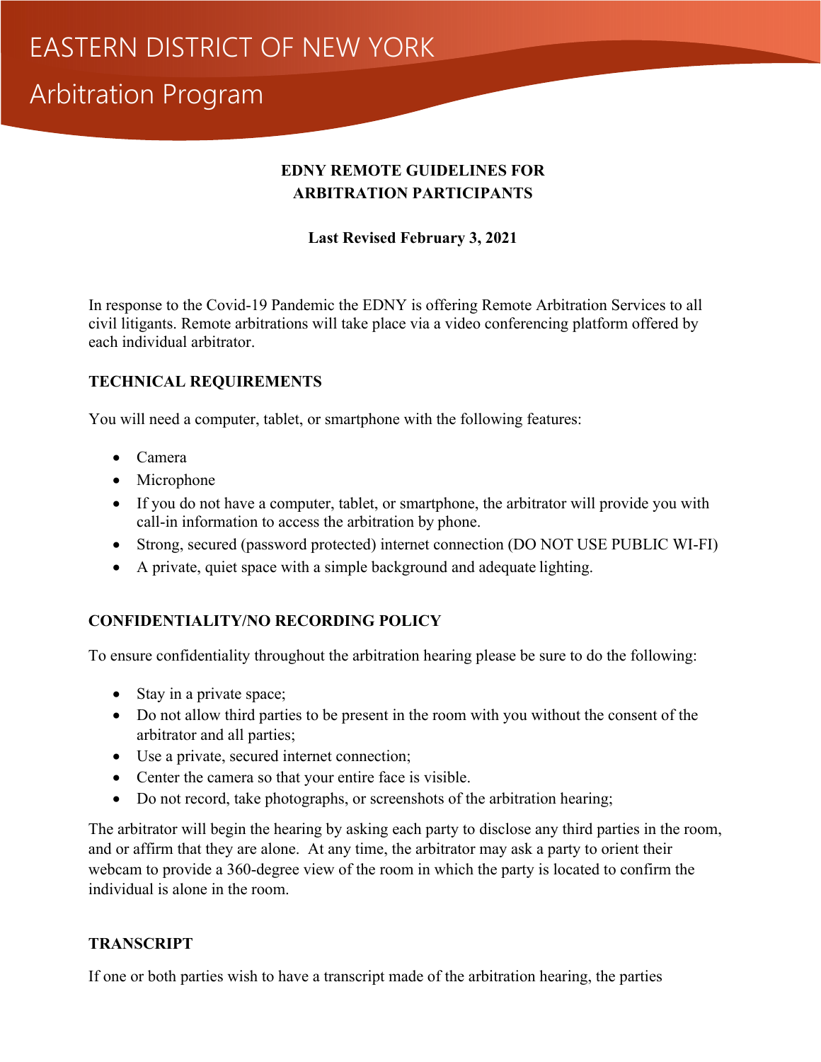EASTERN DISTRICT OF NEW YORK

Arbitration Program

**EDNY REMOTE GUIDELINES FOR ARBITRATION PARTICIPANTS**

**Last Revised February 3, 2021**

In response to the Covid-19 Pandemic the EDNY is offering Remote Arbitration Services to all civil litigants. Remote arbitrations will take place via a video conferencing platform offered by each individual arbitrator.

**TECHNICAL REQUIREMENTS**

You will need a computer, tablet, or smartphone with the following features:

- Camera
- Microphone
- If you do not have a computer, tablet, or smartphone, the arbitrator will provide you with call-in information to access the arbitration by phone.
- Strong, secured (password protected) internet connection (DO NOT USE PUBLIC WI-FI)
- A private, quiet space with a simple background and adequate lighting.

**CONFIDENTIALITY/NO RECORDING POLICY**

To ensure confidentiality throughout the arbitration hearing please be sure to do the following:

- Stay in a private space;
- Do not allow third parties to be present in the room with you without the consent of the arbitrator and all parties;
- Use a private, secured internet connection;
- Center the camera so that your entire face is visible.
- Do not record, take photographs, or screenshots of the arbitration hearing;

The arbitrator will begin the hearing by asking each party to disclose any third parties in the room, and or affirm that they are alone. At any time, the arbitrator may ask a party to orient their webcam to provide a 360-degree view of the room in which the party is located to confirm the individual is alone in the room.

**TRANSCRIPT**

If one or both parties wish to have a transcript made of the arbitration hearing, the parties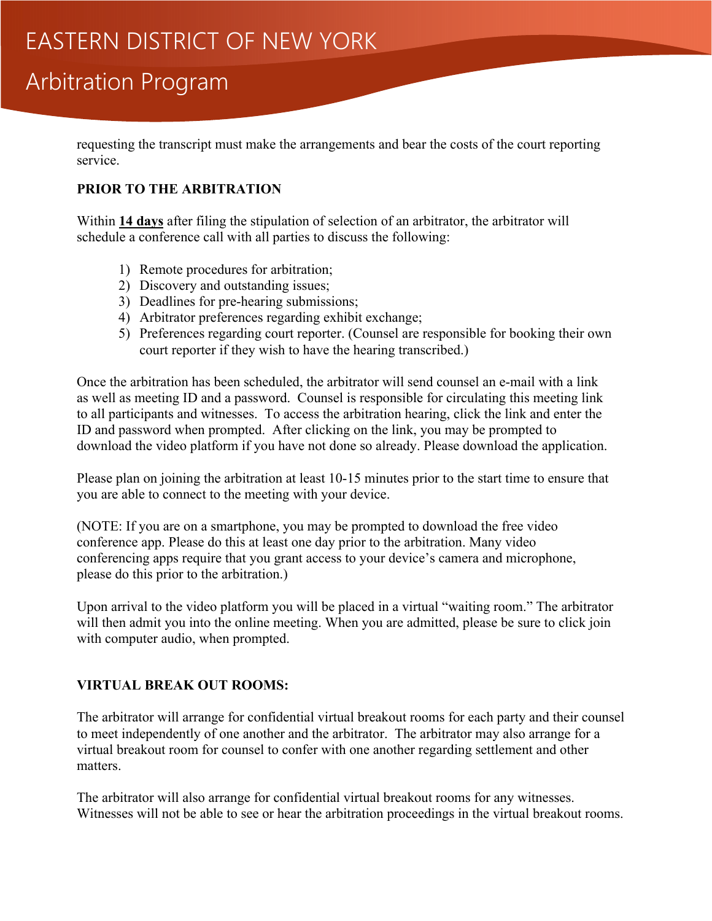requesting the transcript must make the arrangements and bear the costs of the court reporting service.

**PRIOR TO THE ARBITRATION**

Within **14 days** after filing the stipulation of selection of an arbitrator, the arbitrator will schedule a conference call with all parties to discuss the following:

1) Remote procedures for arbitration;
2) Discovery and outstanding issues;
3) Deadlines for pre-hearing submissions;
4) Arbitrator preferences regarding exhibit exchange;
5) Preferences regarding court reporter. (Counsel are responsible for booking their own court reporter if they wish to have the hearing transcribed.)

Once the arbitration has been scheduled, the arbitrator will send counsel an e-mail with a link as well as meeting ID and a password. Counsel is responsible for circulating this meeting link to all participants and witnesses. To access the arbitration hearing, click the link and enter the ID and password when prompted. After clicking on the link, you may be prompted to download the video platform if you have not done so already. Please download the application.

Please plan on joining the arbitration at least 10-15 minutes prior to the start time to ensure that you are able to connect to the meeting with your device.

(NOTE: If you are on a smartphone, you may be prompted to download the free video conference app. Please do this at least one day prior to the arbitration. Many video conferencing apps require that you grant access to your device's camera and microphone, please do this prior to the arbitration.)

Upon arrival to the video platform you will be placed in a virtual "waiting room." The arbitrator will then admit you into the online meeting. When you are admitted, please be sure to click join with computer audio, when prompted.

**VIRTUAL BREAK OUT ROOMS:**

The arbitrator will arrange for confidential virtual breakout rooms for each party and their counsel to meet independently of one another and the arbitrator. The arbitrator may also arrange for a virtual breakout room for counsel to confer with one another regarding settlement and other matters.

The arbitrator will also arrange for confidential virtual breakout rooms for any witnesses. Witnesses will not be able to see or hear the arbitration proceedings in the virtual breakout rooms.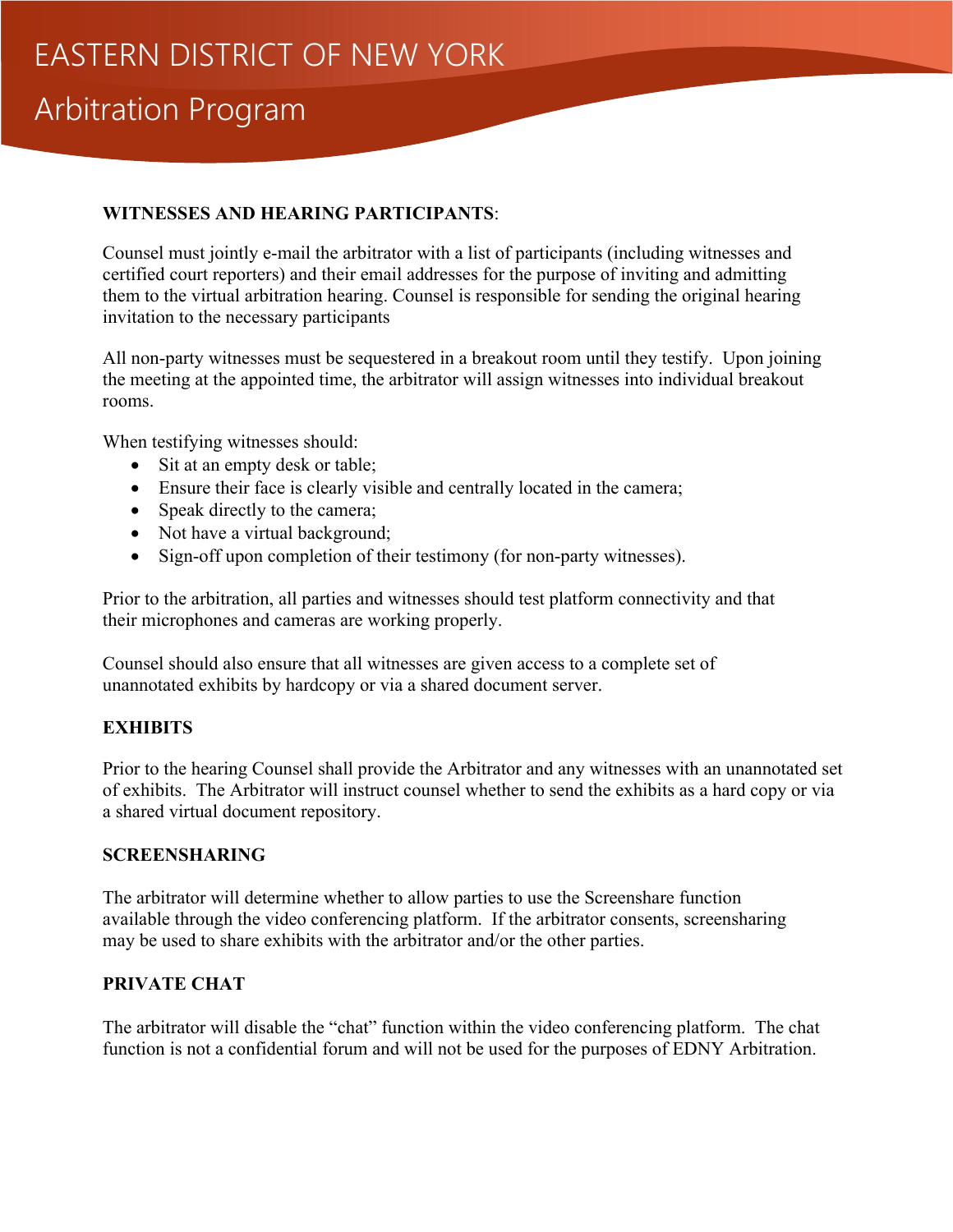# EASTERN DISTRICT OF NEW YORK

## Arbitration Program

**WITNESSES AND HEARING PARTICIPANTS**:

Counsel must jointly e-mail the arbitrator with a list of participants (including witnesses and certified court reporters) and their email addresses for the purpose of inviting and admitting them to the virtual arbitration hearing. Counsel is responsible for sending the original hearing invitation to the necessary participants

All non-party witnesses must be sequestered in a breakout room until they testify. Upon joining the meeting at the appointed time, the arbitrator will assign witnesses into individual breakout rooms.

When testifying witnesses should:

- Sit at an empty desk or table;
- Ensure their face is clearly visible and centrally located in the camera;
- Speak directly to the camera;
- Not have a virtual background;
- Sign-off upon completion of their testimony (for non-party witnesses).

Prior to the arbitration, all parties and witnesses should test platform connectivity and that their microphones and cameras are working properly.

Counsel should also ensure that all witnesses are given access to a complete set of unannotated exhibits by hardcopy or via a shared document server.

**EXHIBITS**

Prior to the hearing Counsel shall provide the Arbitrator and any witnesses with an unannotated set of exhibits. The Arbitrator will instruct counsel whether to send the exhibits as a hard copy or via a shared virtual document repository.

**SCREENSHARING**

The arbitrator will determine whether to allow parties to use the Screenshare function available through the video conferencing platform. If the arbitrator consents, screensharing may be used to share exhibits with the arbitrator and/or the other parties.

**PRIVATE CHAT**

The arbitrator will disable the “chat” function within the video conferencing platform. The chat function is not a confidential forum and will not be used for the purposes of EDNY Arbitration.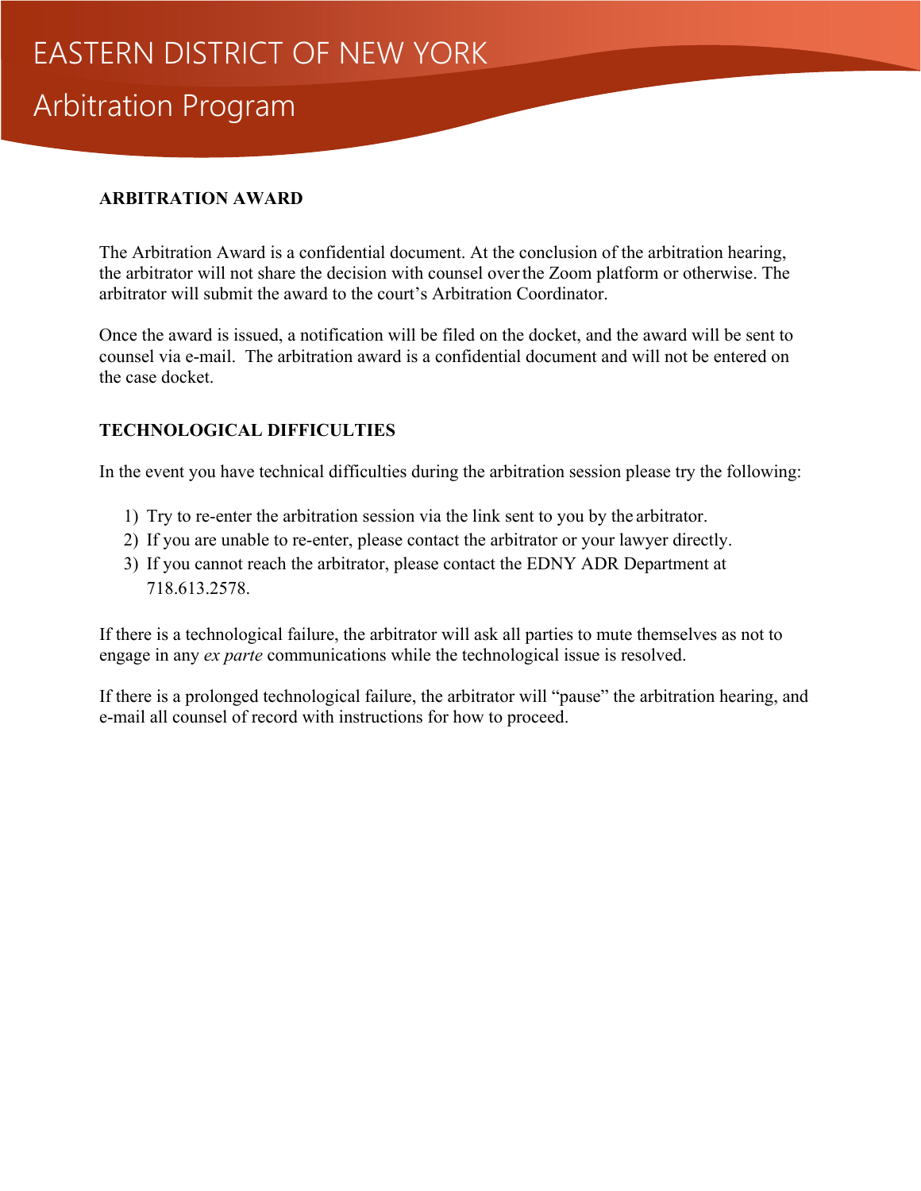# EASTERN DISTRICT OF NEW YORK

## Arbitration Program

**ARBITRATION AWARD**

The Arbitration Award is a confidential document. At the conclusion of the arbitration hearing, the arbitrator will not share the decision with counsel over the Zoom platform or otherwise. The arbitrator will submit the award to the court's Arbitration Coordinator.

Once the award is issued, a notification will be filed on the docket, and the award will be sent to counsel via e-mail. The arbitration award is a confidential document and will not be entered on the case docket.

**TECHNOLOGICAL DIFFICULTIES**

In the event you have technical difficulties during the arbitration session please try the following:

1) Try to re-enter the arbitration session via the link sent to you by the arbitrator.
2) If you are unable to re-enter, please contact the arbitrator or your lawyer directly.
3) If you cannot reach the arbitrator, please contact the EDNY ADR Department at 718.613.2578.

If there is a technological failure, the arbitrator will ask all parties to mute themselves as not to engage in any *ex parte* communications while the technological issue is resolved.

If there is a prolonged technological failure, the arbitrator will "pause" the arbitration hearing, and e-mail all counsel of record with instructions for how to proceed.